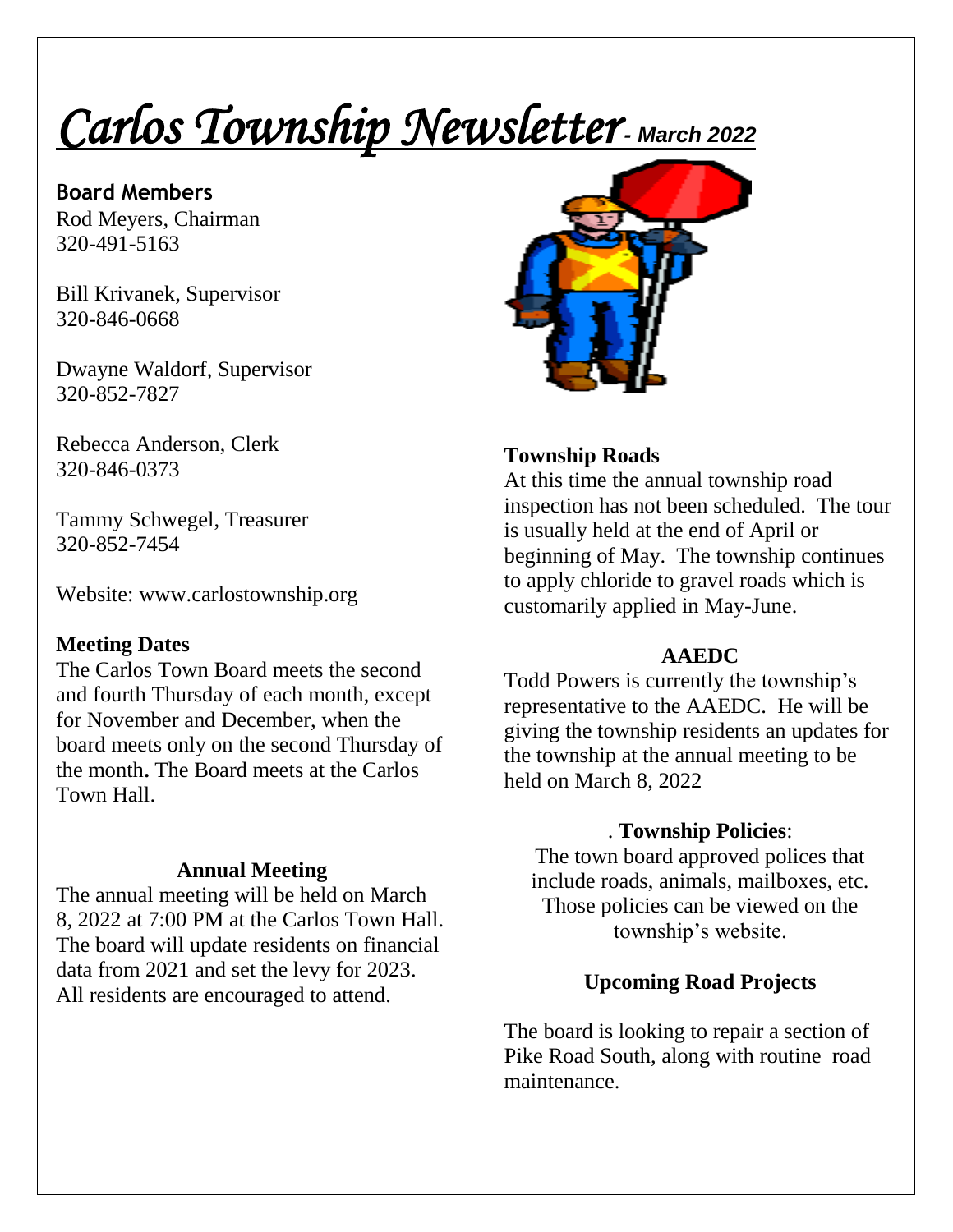# *Carlos Township Newsletter - March 2022*

**Board Members**

Rod Meyers, Chairman
320-491-5163

Bill Krivanek, Supervisor
320-846-0668

Dwayne Waldorf, Supervisor
320-852-7827

Rebecca Anderson, Clerk
320-846-0373

Tammy Schwegel, Treasurer
320-852-7454

Website: www.carlostownship.org

**Meeting Dates**

The Carlos Town Board meets the second and fourth Thursday of each month, except for November and December, when the board meets only on the second Thursday of the month**.** The Board meets at the Carlos Town Hall.

**Annual Meeting**

The annual meeting will be held on March 8, 2022 at 7:00 PM at the Carlos Town Hall. The board will update residents on financial data from 2021 and set the levy for 2023. All residents are encouraged to attend.

**Township Roads**

At this time the annual township road inspection has not been scheduled. The tour is usually held at the end of April or beginning of May. The township continues to apply chloride to gravel roads which is customarily applied in May-June.

**AAEDC**

Todd Powers is currently the township's representative to the AAEDC. He will be giving the township residents an updates for the township at the annual meeting to be held on March 8, 2022

. **Township Policies**:

The town board approved polices that include roads, animals, mailboxes, etc. Those policies can be viewed on the township's website.

**Upcoming Road Projects**

The board is looking to repair a section of Pike Road South, along with routine road maintenance.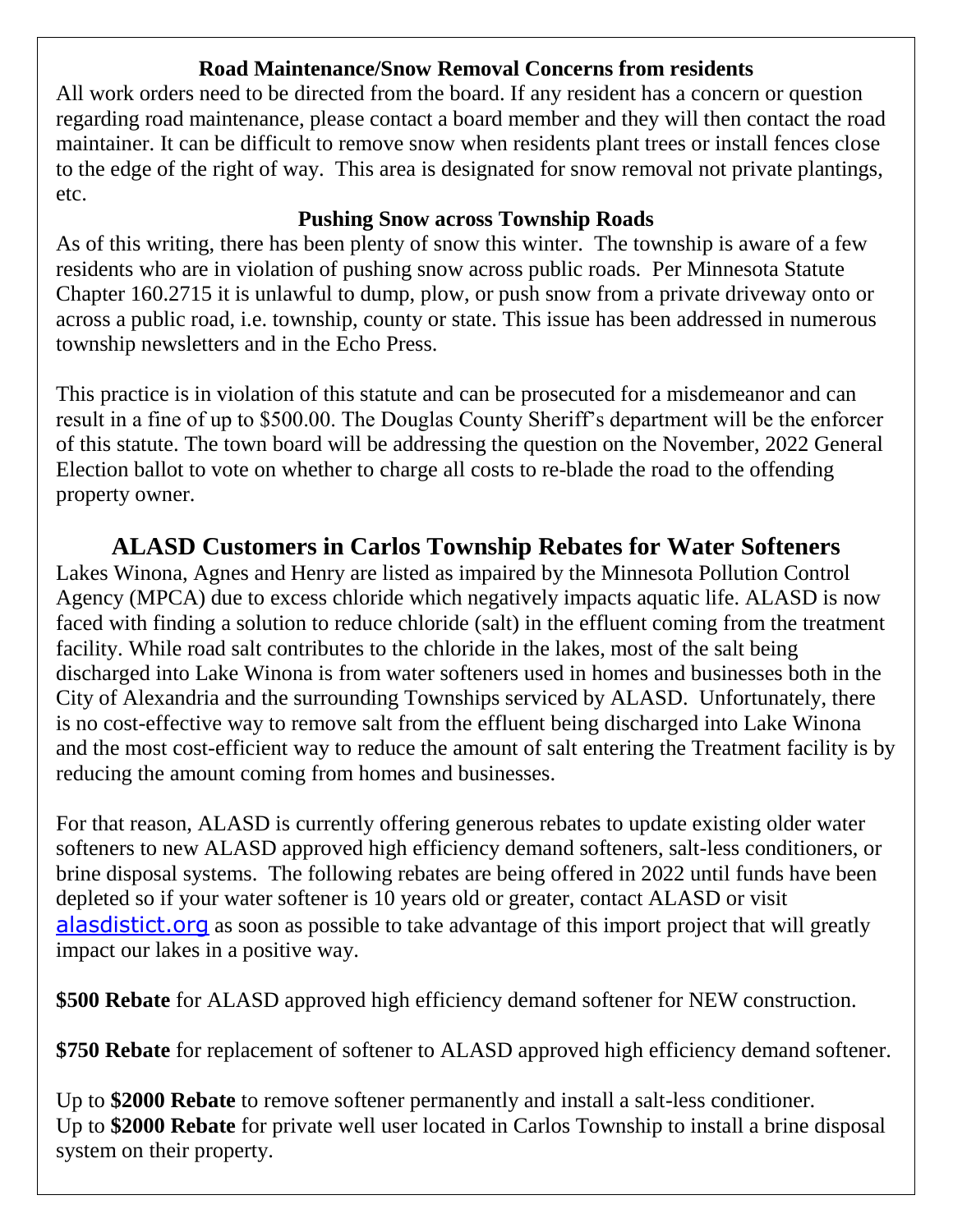### Road Maintenance/Snow Removal Concerns from residents

All work orders need to be directed from the board. If any resident has a concern or question regarding road maintenance, please contact a board member and they will then contact the road maintainer. It can be difficult to remove snow when residents plant trees or install fences close to the edge of the right of way. This area is designated for snow removal not private plantings, etc.

### Pushing Snow across Township Roads

As of this writing, there has been plenty of snow this winter. The township is aware of a few residents who are in violation of pushing snow across public roads. Per Minnesota Statute Chapter 160.2715 it is unlawful to dump, plow, or push snow from a private driveway onto or across a public road, i.e. township, county or state. This issue has been addressed in numerous township newsletters and in the Echo Press.

This practice is in violation of this statute and can be prosecuted for a misdemeanor and can result in a fine of up to $500.00. The Douglas County Sheriff's department will be the enforcer of this statute. The town board will be addressing the question on the November, 2022 General Election ballot to vote on whether to charge all costs to re-blade the road to the offending property owner.

## ALASD Customers in Carlos Township Rebates for Water Softeners

Lakes Winona, Agnes and Henry are listed as impaired by the Minnesota Pollution Control Agency (MPCA) due to excess chloride which negatively impacts aquatic life. ALASD is now faced with finding a solution to reduce chloride (salt) in the effluent coming from the treatment facility. While road salt contributes to the chloride in the lakes, most of the salt being discharged into Lake Winona is from water softeners used in homes and businesses both in the City of Alexandria and the surrounding Townships serviced by ALASD. Unfortunately, there is no cost-effective way to remove salt from the effluent being discharged into Lake Winona and the most cost-efficient way to reduce the amount of salt entering the Treatment facility is by reducing the amount coming from homes and businesses.

For that reason, ALASD is currently offering generous rebates to update existing older water softeners to new ALASD approved high efficiency demand softeners, salt-less conditioners, or brine disposal systems. The following rebates are being offered in 2022 until funds have been depleted so if your water softener is 10 years old or greater, contact ALASD or visit alasdistict.org as soon as possible to take advantage of this import project that will greatly impact our lakes in a positive way.

**$500 Rebate** for ALASD approved high efficiency demand softener for NEW construction.

**$750 Rebate** for replacement of softener to ALASD approved high efficiency demand softener.

Up to **$2000 Rebate** to remove softener permanently and install a salt-less conditioner.
Up to **$2000 Rebate** for private well user located in Carlos Township to install a brine disposal system on their property.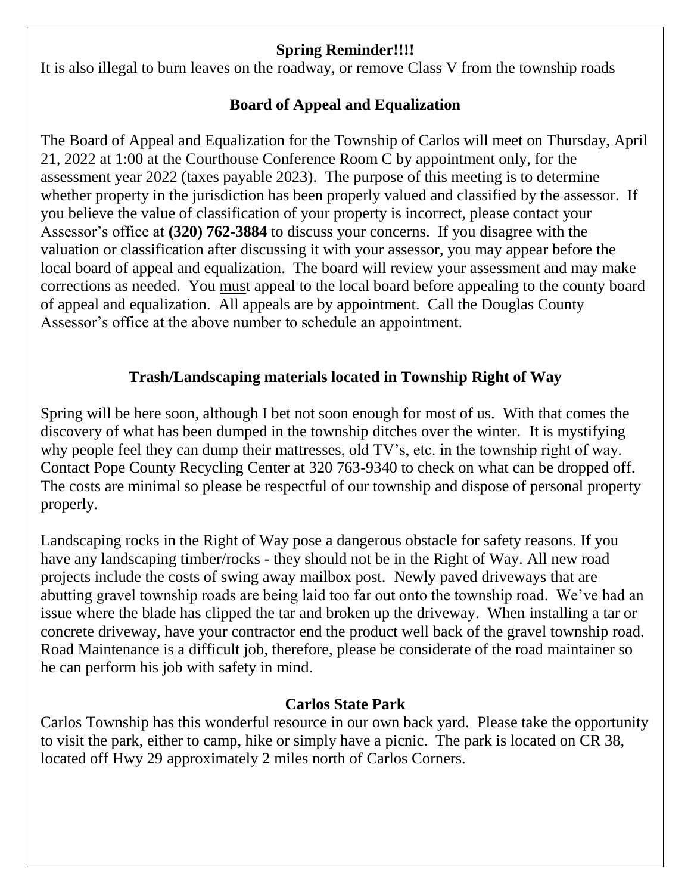## Spring Reminder!!!!

It is also illegal to burn leaves on the roadway, or remove Class V from the township roads

## Board of Appeal and Equalization

The Board of Appeal and Equalization for the Township of Carlos will meet on Thursday, April 21, 2022 at 1:00 at the Courthouse Conference Room C by appointment only, for the assessment year 2022 (taxes payable 2023). The purpose of this meeting is to determine whether property in the jurisdiction has been properly valued and classified by the assessor. If you believe the value of classification of your property is incorrect, please contact your Assessor's office at **(320) 762-3884** to discuss your concerns. If you disagree with the valuation or classification after discussing it with your assessor, you may appear before the local board of appeal and equalization. The board will review your assessment and may make corrections as needed. You must appeal to the local board before appealing to the county board of appeal and equalization. All appeals are by appointment. Call the Douglas County Assessor's office at the above number to schedule an appointment.

## Trash/Landscaping materials located in Township Right of Way

Spring will be here soon, although I bet not soon enough for most of us. With that comes the discovery of what has been dumped in the township ditches over the winter. It is mystifying why people feel they can dump their mattresses, old TV's, etc. in the township right of way. Contact Pope County Recycling Center at 320 763-9340 to check on what can be dropped off. The costs are minimal so please be respectful of our township and dispose of personal property properly.

Landscaping rocks in the Right of Way pose a dangerous obstacle for safety reasons. If you have any landscaping timber/rocks - they should not be in the Right of Way. All new road projects include the costs of swing away mailbox post. Newly paved driveways that are abutting gravel township roads are being laid too far out onto the township road. We've had an issue where the blade has clipped the tar and broken up the driveway. When installing a tar or concrete driveway, have your contractor end the product well back of the gravel township road. Road Maintenance is a difficult job, therefore, please be considerate of the road maintainer so he can perform his job with safety in mind.

## Carlos State Park

Carlos Township has this wonderful resource in our own back yard. Please take the opportunity to visit the park, either to camp, hike or simply have a picnic. The park is located on CR 38, located off Hwy 29 approximately 2 miles north of Carlos Corners.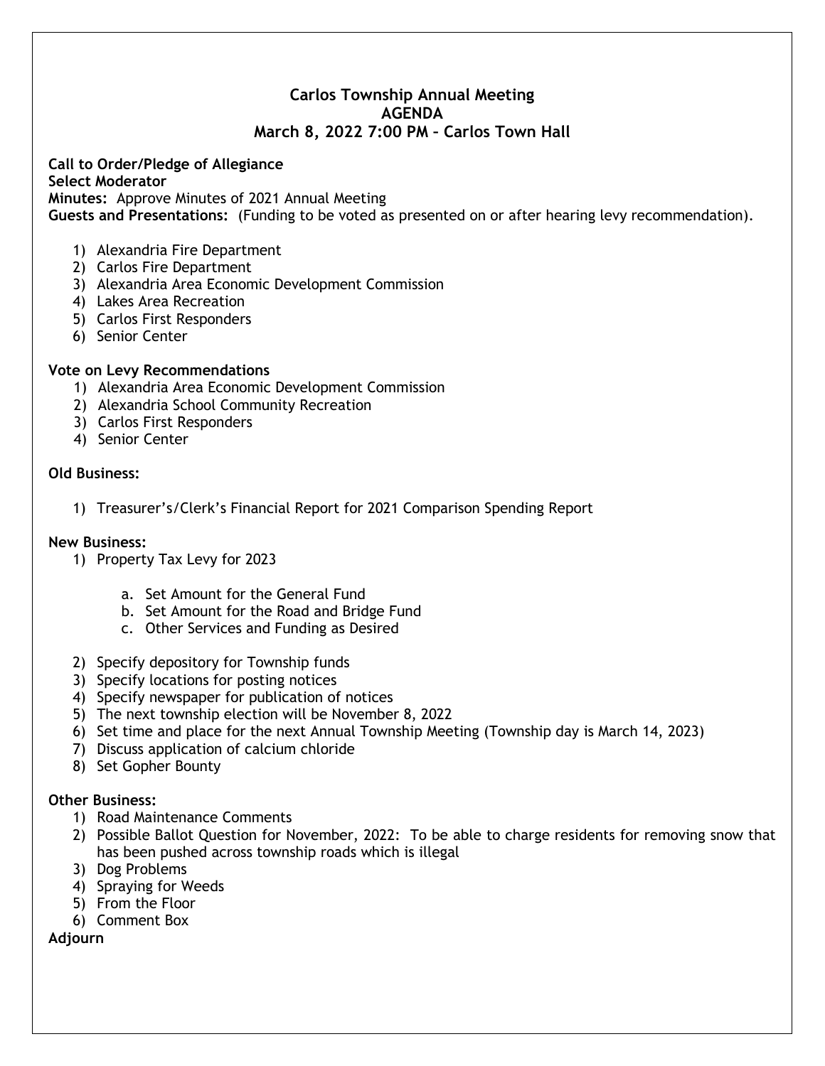# Carlos Township Annual Meeting
## AGENDA
### March 8, 2022 7:00 PM – Carlos Town Hall

**Call to Order/Pledge of Allegiance**

**Select Moderator**

**Minutes:** Approve Minutes of 2021 Annual Meeting

**Guests and Presentations:** (Funding to be voted as presented on or after hearing levy recommendation).

1) Alexandria Fire Department
2) Carlos Fire Department
3) Alexandria Area Economic Development Commission
4) Lakes Area Recreation
5) Carlos First Responders
6) Senior Center

**Vote on Levy Recommendations**

1) Alexandria Area Economic Development Commission
2) Alexandria School Community Recreation
3) Carlos First Responders
4) Senior Center

**Old Business:**

1) Treasurer's/Clerk's Financial Report for 2021 Comparison Spending Report

**New Business:**

1) Property Tax Levy for 2023
    a. Set Amount for the General Fund
    b. Set Amount for the Road and Bridge Fund
    c. Other Services and Funding as Desired
2) Specify depository for Township funds
3) Specify locations for posting notices
4) Specify newspaper for publication of notices
5) The next township election will be November 8, 2022
6) Set time and place for the next Annual Township Meeting (Township day is March 14, 2023)
7) Discuss application of calcium chloride
8) Set Gopher Bounty

**Other Business:**

1) Road Maintenance Comments
2) Possible Ballot Question for November, 2022: To be able to charge residents for removing snow that has been pushed across township roads which is illegal
3) Dog Problems
4) Spraying for Weeds
5) From the Floor
6) Comment Box

**Adjourn**